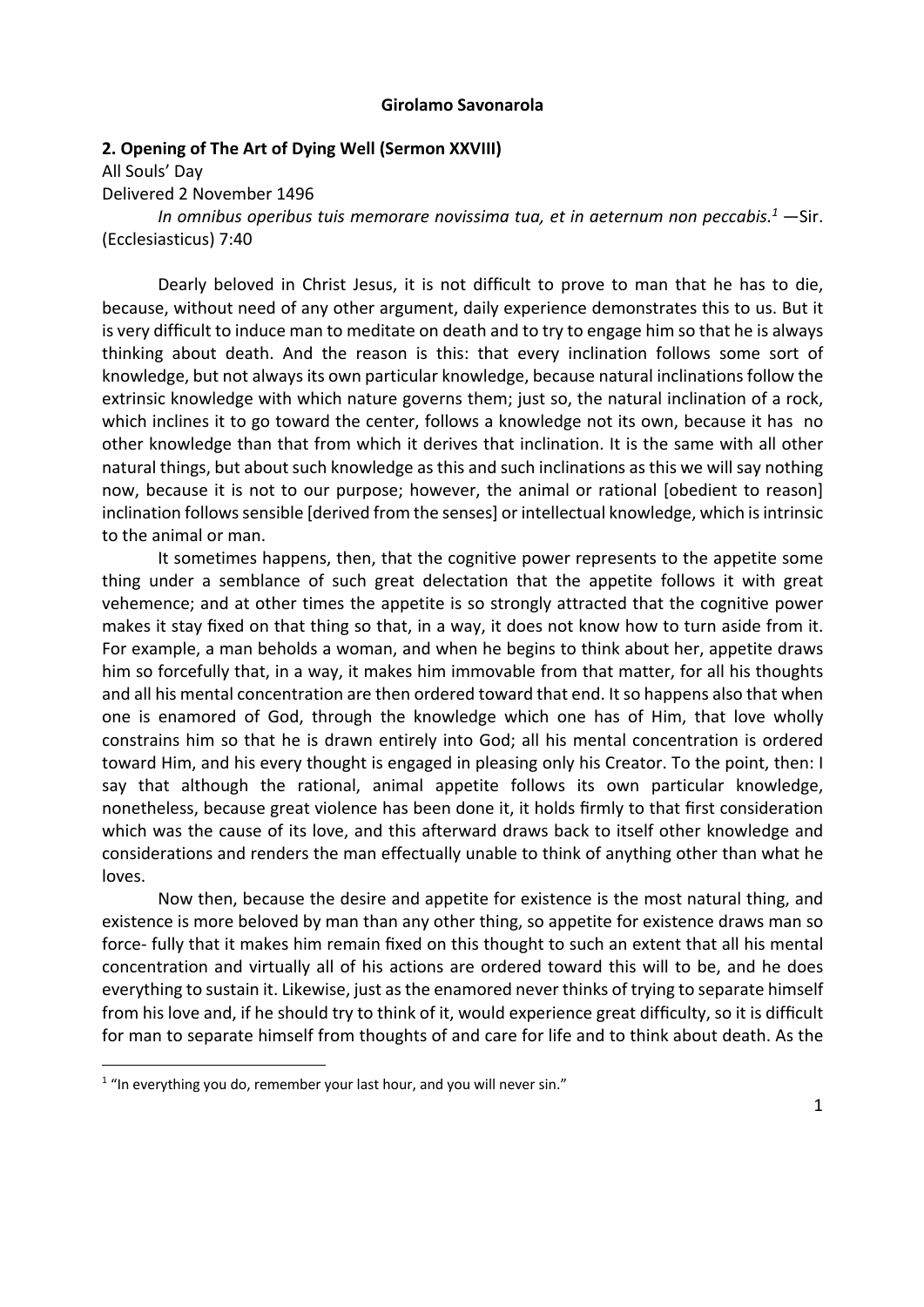**Girolamo Savonarola**

**2. Opening of The Art of Dying Well (Sermon XXVIII)**

All Souls' Day

Delivered 2 November 1496

*In omnibus operibus tuis memorare novissima tua, et in aeternum non peccabis.*[1] —Sir. (Ecclesiasticus) 7:40

Dearly beloved in Christ Jesus, it is not difficult to prove to man that he has to die, because, without need of any other argument, daily experience demonstrates this to us. But it is very difficult to induce man to meditate on death and to try to engage him so that he is always thinking about death. And the reason is this: that every inclination follows some sort of knowledge, but not always its own particular knowledge, because natural inclinations follow the extrinsic knowledge with which nature governs them; just so, the natural inclination of a rock, which inclines it to go toward the center, follows a knowledge not its own, because it has no other knowledge than that from which it derives that inclination. It is the same with all other natural things, but about such knowledge as this and such inclinations as this we will say nothing now, because it is not to our purpose; however, the animal or rational [obedient to reason] inclination follows sensible [derived from the senses] or intellectual knowledge, which is intrinsic to the animal or man.

It sometimes happens, then, that the cognitive power represents to the appetite some thing under a semblance of such great delectation that the appetite follows it with great vehemence; and at other times the appetite is so strongly attracted that the cognitive power makes it stay fixed on that thing so that, in a way, it does not know how to turn aside from it. For example, a man beholds a woman, and when he begins to think about her, appetite draws him so forcefully that, in a way, it makes him immovable from that matter, for all his thoughts and all his mental concentration are then ordered toward that end. It so happens also that when one is enamored of God, through the knowledge which one has of Him, that love wholly constrains him so that he is drawn entirely into God; all his mental concentration is ordered toward Him, and his every thought is engaged in pleasing only his Creator. To the point, then: I say that although the rational, animal appetite follows its own particular knowledge, nonetheless, because great violence has been done it, it holds firmly to that first consideration which was the cause of its love, and this afterward draws back to itself other knowledge and considerations and renders the man effectually unable to think of anything other than what he loves.

Now then, because the desire and appetite for existence is the most natural thing, and existence is more beloved by man than any other thing, so appetite for existence draws man so force- fully that it makes him remain fixed on this thought to such an extent that all his mental concentration and virtually all of his actions are ordered toward this will to be, and he does everything to sustain it. Likewise, just as the enamored never thinks of trying to separate himself from his love and, if he should try to think of it, would experience great difficulty, so it is difficult for man to separate himself from thoughts of and care for life and to think about death. As the

[1] "In everything you do, remember your last hour, and you will never sin."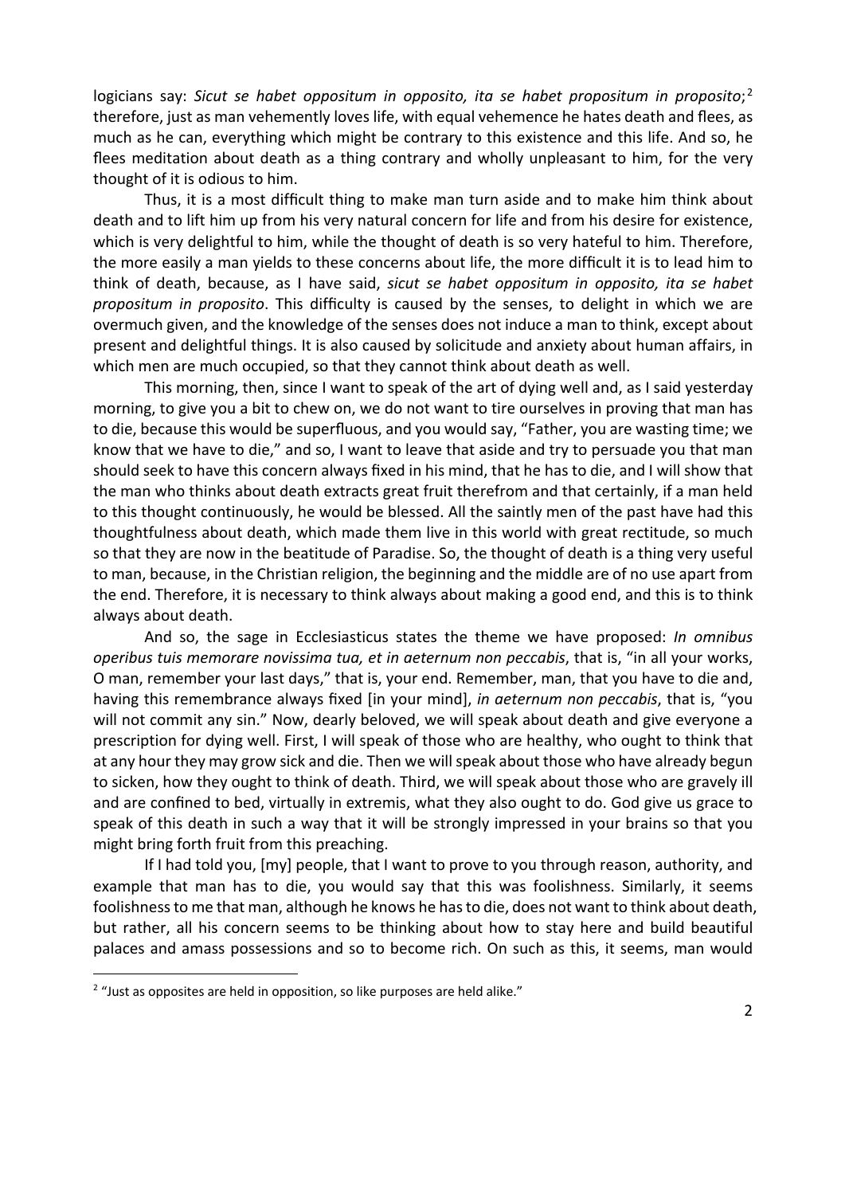logicians say: *Sicut se habet oppositum in opposito, ita se habet propositum in proposito*;[2] therefore, just as man vehemently loves life, with equal vehemence he hates death and flees, as much as he can, everything which might be contrary to this existence and this life. And so, he flees meditation about death as a thing contrary and wholly unpleasant to him, for the very thought of it is odious to him.

Thus, it is a most difficult thing to make man turn aside and to make him think about death and to lift him up from his very natural concern for life and from his desire for existence, which is very delightful to him, while the thought of death is so very hateful to him. Therefore, the more easily a man yields to these concerns about life, the more difficult it is to lead him to think of death, because, as I have said, *sicut se habet oppositum in opposito, ita se habet propositum in proposito*. This difficulty is caused by the senses, to delight in which we are overmuch given, and the knowledge of the senses does not induce a man to think, except about present and delightful things. It is also caused by solicitude and anxiety about human affairs, in which men are much occupied, so that they cannot think about death as well.

This morning, then, since I want to speak of the art of dying well and, as I said yesterday morning, to give you a bit to chew on, we do not want to tire ourselves in proving that man has to die, because this would be superfluous, and you would say, "Father, you are wasting time; we know that we have to die," and so, I want to leave that aside and try to persuade you that man should seek to have this concern always fixed in his mind, that he has to die, and I will show that the man who thinks about death extracts great fruit therefrom and that certainly, if a man held to this thought continuously, he would be blessed. All the saintly men of the past have had this thoughtfulness about death, which made them live in this world with great rectitude, so much so that they are now in the beatitude of Paradise. So, the thought of death is a thing very useful to man, because, in the Christian religion, the beginning and the middle are of no use apart from the end. Therefore, it is necessary to think always about making a good end, and this is to think always about death.

And so, the sage in Ecclesiasticus states the theme we have proposed: *In omnibus operibus tuis memorare novissima tua, et in aeternum non peccabis*, that is, "in all your works, O man, remember your last days," that is, your end. Remember, man, that you have to die and, having this remembrance always fixed [in your mind], *in aeternum non peccabis*, that is, "you will not commit any sin." Now, dearly beloved, we will speak about death and give everyone a prescription for dying well. First, I will speak of those who are healthy, who ought to think that at any hour they may grow sick and die. Then we will speak about those who have already begun to sicken, how they ought to think of death. Third, we will speak about those who are gravely ill and are confined to bed, virtually in extremis, what they also ought to do. God give us grace to speak of this death in such a way that it will be strongly impressed in your brains so that you might bring forth fruit from this preaching.

If I had told you, [my] people, that I want to prove to you through reason, authority, and example that man has to die, you would say that this was foolishness. Similarly, it seems foolishness to me that man, although he knows he has to die, does not want to think about death, but rather, all his concern seems to be thinking about how to stay here and build beautiful palaces and amass possessions and so to become rich. On such as this, it seems, man would

[2] "Just as opposites are held in opposition, so like purposes are held alike."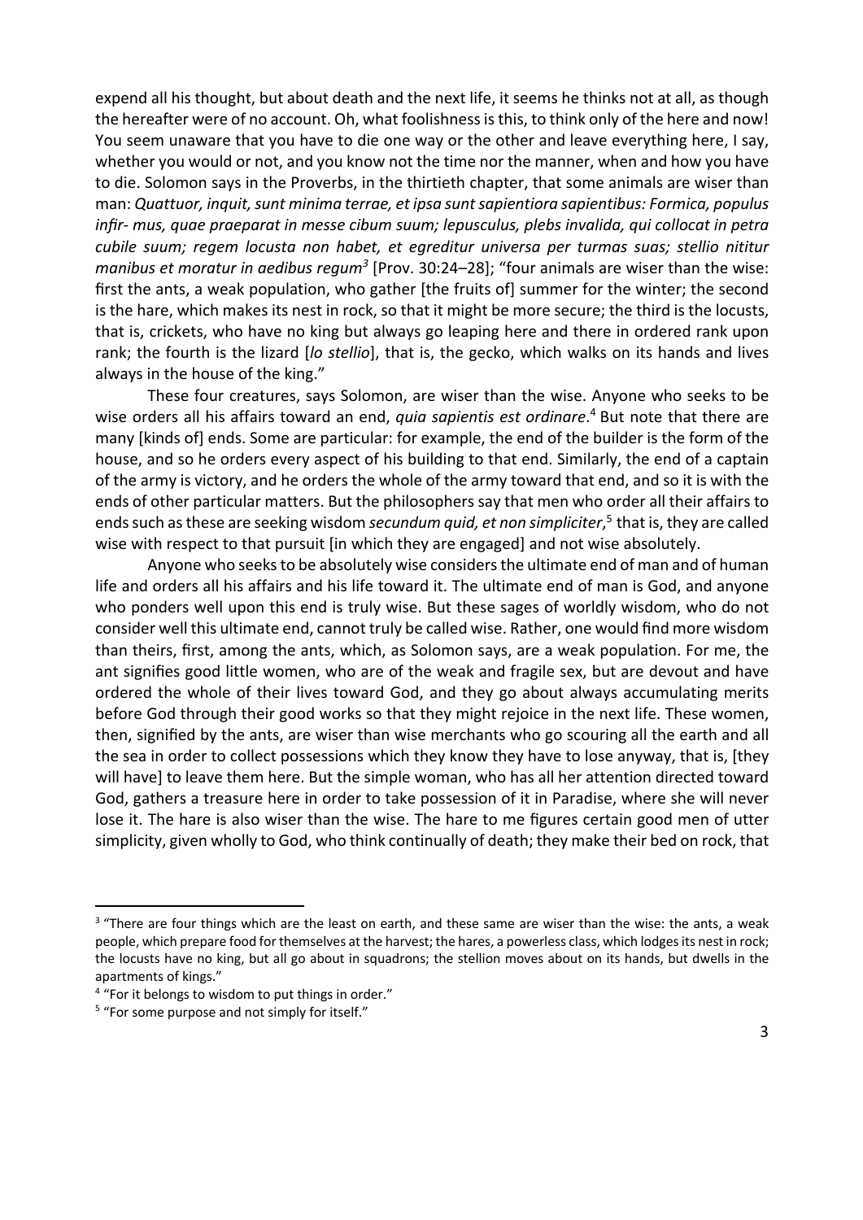expend all his thought, but about death and the next life, it seems he thinks not at all, as though the hereafter were of no account. Oh, what foolishness is this, to think only of the here and now! You seem unaware that you have to die one way or the other and leave everything here, I say, whether you would or not, and you know not the time nor the manner, when and how you have to die. Solomon says in the Proverbs, in the thirtieth chapter, that some animals are wiser than man: *Quattuor, inquit, sunt minima terrae, et ipsa sunt sapientiora sapientibus: Formica, populus infir- mus, quae praeparat in messe cibum suum; lepusculus, plebs invalida, qui collocat in petra cubile suum; regem locusta non habet, et egreditur universa per turmas suas; stellio nititur manibus et moratur in aedibus regum*[3] [Prov. 30:24–28]; "four animals are wiser than the wise: first the ants, a weak population, who gather [the fruits of] summer for the winter; the second is the hare, which makes its nest in rock, so that it might be more secure; the third is the locusts, that is, crickets, who have no king but always go leaping here and there in ordered rank upon rank; the fourth is the lizard [*lo stellio*], that is, the gecko, which walks on its hands and lives always in the house of the king."

These four creatures, says Solomon, are wiser than the wise. Anyone who seeks to be wise orders all his affairs toward an end, *quia sapientis est ordinare*.[4] But note that there are many [kinds of] ends. Some are particular: for example, the end of the builder is the form of the house, and so he orders every aspect of his building to that end. Similarly, the end of a captain of the army is victory, and he orders the whole of the army toward that end, and so it is with the ends of other particular matters. But the philosophers say that men who order all their affairs to ends such as these are seeking wisdom *secundum quid, et non simpliciter*,[5] that is, they are called wise with respect to that pursuit [in which they are engaged] and not wise absolutely.

Anyone who seeks to be absolutely wise considers the ultimate end of man and of human life and orders all his affairs and his life toward it. The ultimate end of man is God, and anyone who ponders well upon this end is truly wise. But these sages of worldly wisdom, who do not consider well this ultimate end, cannot truly be called wise. Rather, one would find more wisdom than theirs, first, among the ants, which, as Solomon says, are a weak population. For me, the ant signifies good little women, who are of the weak and fragile sex, but are devout and have ordered the whole of their lives toward God, and they go about always accumulating merits before God through their good works so that they might rejoice in the next life. These women, then, signified by the ants, are wiser than wise merchants who go scouring all the earth and all the sea in order to collect possessions which they know they have to lose anyway, that is, [they will have] to leave them here. But the simple woman, who has all her attention directed toward God, gathers a treasure here in order to take possession of it in Paradise, where she will never lose it. The hare is also wiser than the wise. The hare to me figures certain good men of utter simplicity, given wholly to God, who think continually of death; they make their bed on rock, that

---

[3] "There are four things which are the least on earth, and these same are wiser than the wise: the ants, a weak people, which prepare food for themselves at the harvest; the hares, a powerless class, which lodges its nest in rock; the locusts have no king, but all go about in squadrons; the stellion moves about on its hands, but dwells in the apartments of kings."

[4] "For it belongs to wisdom to put things in order."

[5] "For some purpose and not simply for itself."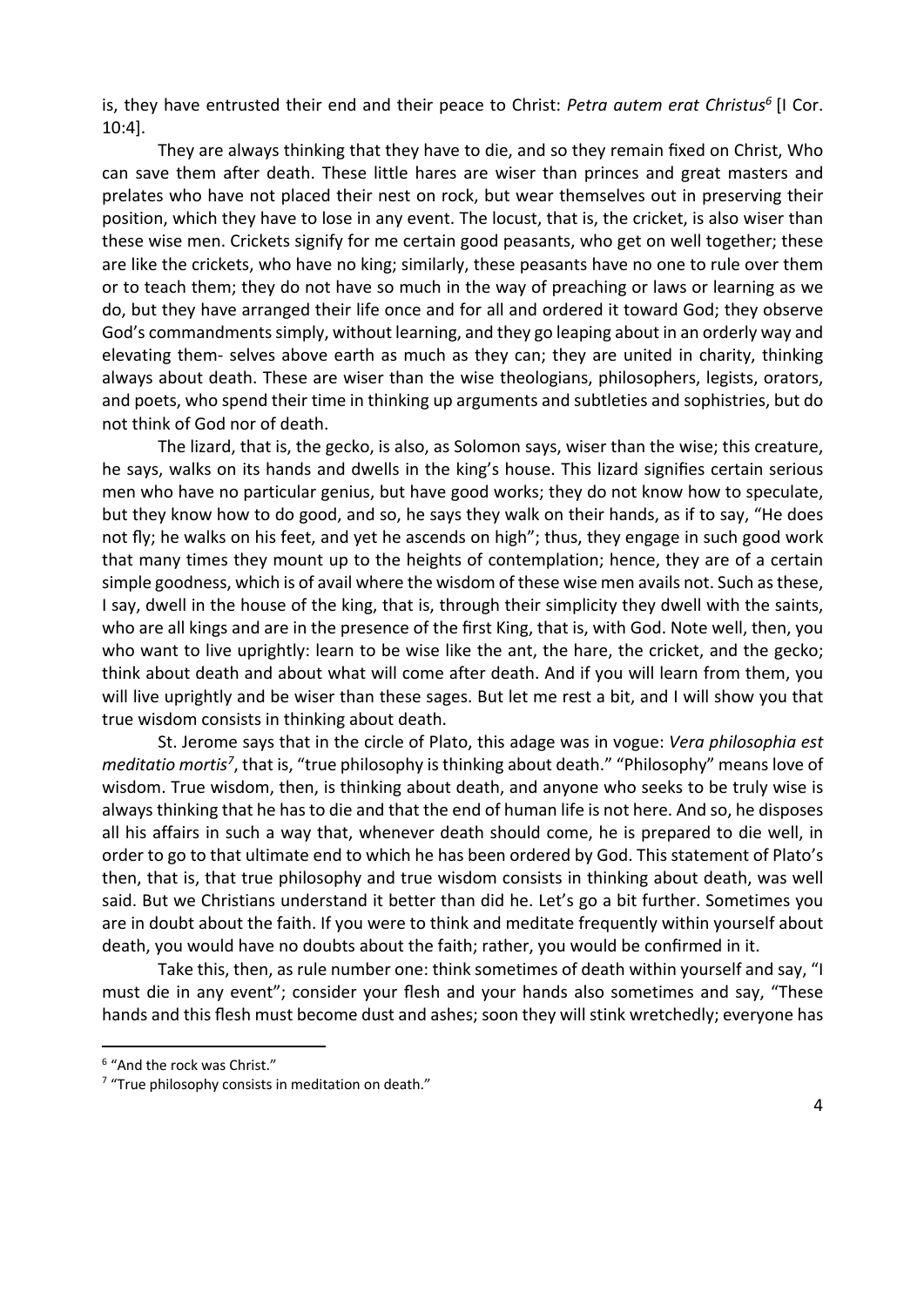is, they have entrusted their end and their peace to Christ: *Petra autem erat Christus*[6] [I Cor. 10:4].

They are always thinking that they have to die, and so they remain fixed on Christ, Who can save them after death. These little hares are wiser than princes and great masters and prelates who have not placed their nest on rock, but wear themselves out in preserving their position, which they have to lose in any event. The locust, that is, the cricket, is also wiser than these wise men. Crickets signify for me certain good peasants, who get on well together; these are like the crickets, who have no king; similarly, these peasants have no one to rule over them or to teach them; they do not have so much in the way of preaching or laws or learning as we do, but they have arranged their life once and for all and ordered it toward God; they observe God's commandments simply, without learning, and they go leaping about in an orderly way and elevating them- selves above earth as much as they can; they are united in charity, thinking always about death. These are wiser than the wise theologians, philosophers, legists, orators, and poets, who spend their time in thinking up arguments and subtleties and sophistries, but do not think of God nor of death.

The lizard, that is, the gecko, is also, as Solomon says, wiser than the wise; this creature, he says, walks on its hands and dwells in the king's house. This lizard signifies certain serious men who have no particular genius, but have good works; they do not know how to speculate, but they know how to do good, and so, he says they walk on their hands, as if to say, "He does not fly; he walks on his feet, and yet he ascends on high"; thus, they engage in such good work that many times they mount up to the heights of contemplation; hence, they are of a certain simple goodness, which is of avail where the wisdom of these wise men avails not. Such as these, I say, dwell in the house of the king, that is, through their simplicity they dwell with the saints, who are all kings and are in the presence of the first King, that is, with God. Note well, then, you who want to live uprightly: learn to be wise like the ant, the hare, the cricket, and the gecko; think about death and about what will come after death. And if you will learn from them, you will live uprightly and be wiser than these sages. But let me rest a bit, and I will show you that true wisdom consists in thinking about death.

St. Jerome says that in the circle of Plato, this adage was in vogue: *Vera philosophia est meditatio mortis*[7], that is, "true philosophy is thinking about death." "Philosophy" means love of wisdom. True wisdom, then, is thinking about death, and anyone who seeks to be truly wise is always thinking that he has to die and that the end of human life is not here. And so, he disposes all his affairs in such a way that, whenever death should come, he is prepared to die well, in order to go to that ultimate end to which he has been ordered by God. This statement of Plato's then, that is, that true philosophy and true wisdom consists in thinking about death, was well said. But we Christians understand it better than did he. Let's go a bit further. Sometimes you are in doubt about the faith. If you were to think and meditate frequently within yourself about death, you would have no doubts about the faith; rather, you would be confirmed in it.

Take this, then, as rule number one: think sometimes of death within yourself and say, "I must die in any event"; consider your flesh and your hands also sometimes and say, "These hands and this flesh must become dust and ashes; soon they will stink wretchedly; everyone has

---

[6] "And the rock was Christ."

[7] "True philosophy consists in meditation on death."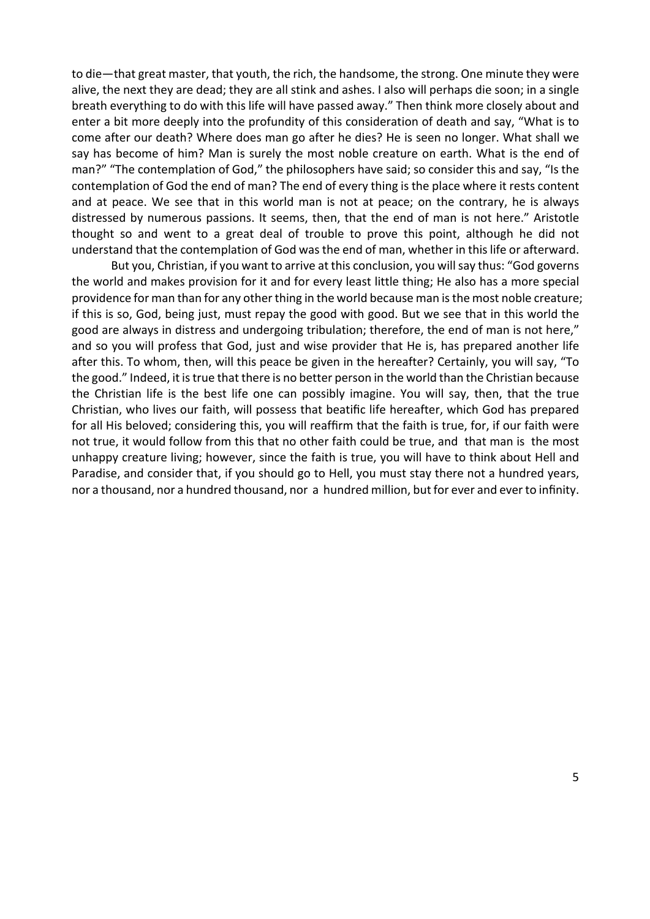to die—that great master, that youth, the rich, the handsome, the strong. One minute they were alive, the next they are dead; they are all stink and ashes. I also will perhaps die soon; in a single breath everything to do with this life will have passed away." Then think more closely about and enter a bit more deeply into the profundity of this consideration of death and say, "What is to come after our death? Where does man go after he dies? He is seen no longer. What shall we say has become of him? Man is surely the most noble creature on earth. What is the end of man?" "The contemplation of God," the philosophers have said; so consider this and say, "Is the contemplation of God the end of man? The end of every thing is the place where it rests content and at peace. We see that in this world man is not at peace; on the contrary, he is always distressed by numerous passions. It seems, then, that the end of man is not here." Aristotle thought so and went to a great deal of trouble to prove this point, although he did not understand that the contemplation of God was the end of man, whether in this life or afterward.

But you, Christian, if you want to arrive at this conclusion, you will say thus: "God governs the world and makes provision for it and for every least little thing; He also has a more special providence for man than for any other thing in the world because man is the most noble creature; if this is so, God, being just, must repay the good with good. But we see that in this world the good are always in distress and undergoing tribulation; therefore, the end of man is not here," and so you will profess that God, just and wise provider that He is, has prepared another life after this. To whom, then, will this peace be given in the hereafter? Certainly, you will say, "To the good." Indeed, it is true that there is no better person in the world than the Christian because the Christian life is the best life one can possibly imagine. You will say, then, that the true Christian, who lives our faith, will possess that beatific life hereafter, which God has prepared for all His beloved; considering this, you will reaffirm that the faith is true, for, if our faith were not true, it would follow from this that no other faith could be true, and that man is the most unhappy creature living; however, since the faith is true, you will have to think about Hell and Paradise, and consider that, if you should go to Hell, you must stay there not a hundred years, nor a thousand, nor a hundred thousand, nor a hundred million, but for ever and ever to infinity.